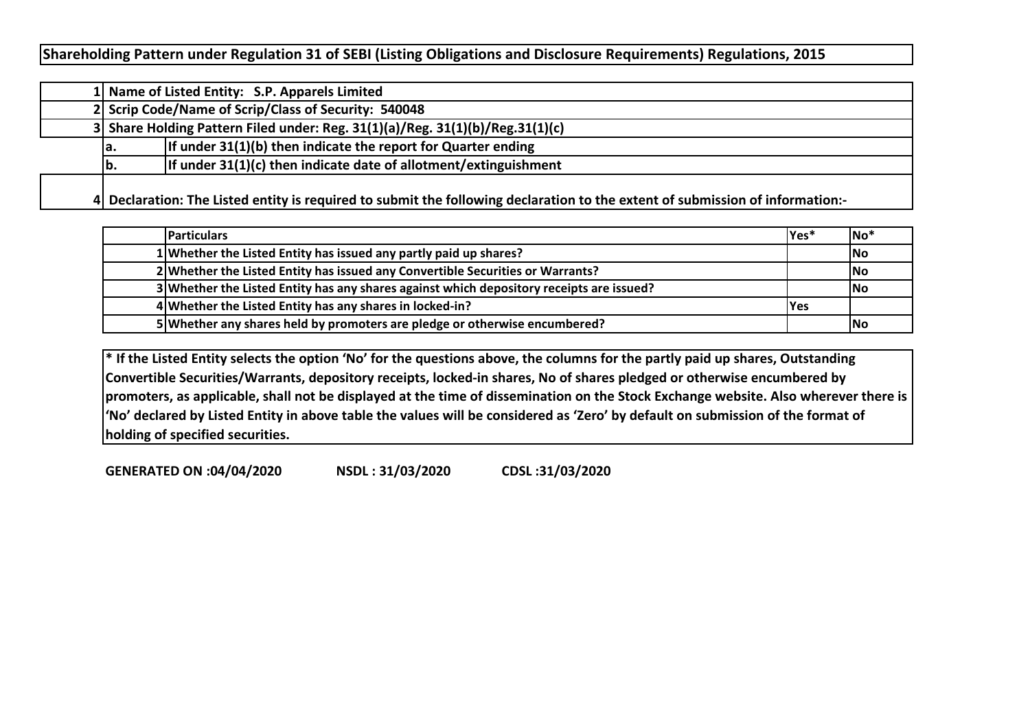# Shareholding Pattern under Regulation 31 of SEBI (Listing Obligations and Disclosure Requirements) Regulations, 2015

| | | |
|---|---|---|
| 1 | Name of Listed Entity: S.P. Apparels Limited | |
| 2 | Scrip Code/Name of Scrip/Class of Security: 540048 | |
| 3 | Share Holding Pattern Filed under: Reg. 31(1)(a)/Reg. 31(1)(b)/Reg.31(1)(c) | |
| | a. | If under 31(1)(b) then indicate the report for Quarter ending |
| | b. | If under 31(1)(c) then indicate date of allotment/extinguishment |
| 4 | Declaration: The Listed entity is required to submit the following declaration to the extent of submission of information:- | |

| | Particulars | Yes* | No* |
|---|---|---|---|
| 1 | Whether the Listed Entity has issued any partly paid up shares? | | No |
| 2 | Whether the Listed Entity has issued any Convertible Securities or Warrants? | | No |
| 3 | Whether the Listed Entity has any shares against which depository receipts are issued? | | No |
| 4 | Whether the Listed Entity has any shares in locked-in? | Yes | |
| 5 | Whether any shares held by promoters are pledge or otherwise encumbered? | | No |

**\* If the Listed Entity selects the option 'No' for the questions above, the columns for the partly paid up shares, Outstanding Convertible Securities/Warrants, depository receipts, locked-in shares, No of shares pledged or otherwise encumbered by promoters, as applicable, shall not be displayed at the time of dissemination on the Stock Exchange website. Also wherever there is 'No' declared by Listed Entity in above table the values will be considered as 'Zero' by default on submission of the format of holding of specified securities.**

**GENERATED ON :04/04/2020 NSDL : 31/03/2020 CDSL :31/03/2020**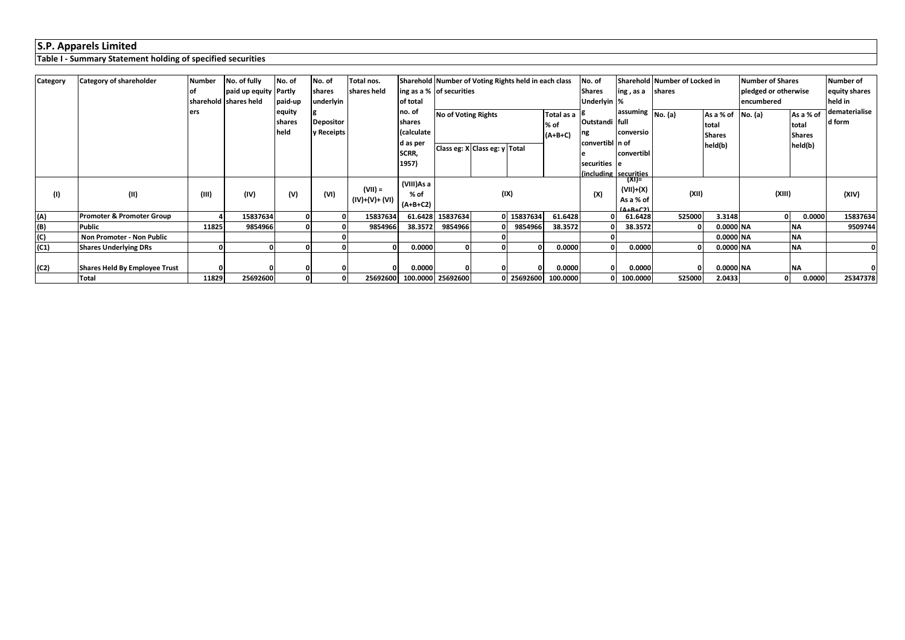## S.P. Apparels Limited

### Table I - Summary Statement holding of specified securities

| Category | Category of shareholder | Number of shareholders | No. of fully paid up equity shares held | No. of Partly paid-up equity shares held | No. of shares underlying Depository Receipts | Total nos. shares held | Shareholding as a % of total no. of shares (calculated as per SCRR, 1957) | Number of Voting Rights held in each class of securities | | | | No. of Shares Underlying Outstanding convertible securities (including | Shareholding , as a % assuming full conversion of convertible securities | Number of Locked in shares | | Number of Shares pledged or otherwise encumbered | | Number of equity shares held in dematerialised form |
|---|---|---|---|---|---|---|---|---|---|---|---|---|---|---|---|---|---|---|
| | | | | | | | | No of Voting Rights | | | Total as a % of (A+B+C) | | | No. (a) | As a % of total Shares held(b) | No. (a) | As a % of total Shares held(b) | |
| | | | | | | | | Class eg: X | Class eg: y | Total | | | | | | | | |
| (I) | (II) | (III) | (IV) | (V) | (VI) | (VII) = (IV)+(V)+ (VI) | (VIII)As a % of (A+B+C2) | (IX) | | | | (X) | (XI)= (VII)+(X) As a % of (A+B+C2) | (XII) | | (XIII) | | (XIV) |
| (A) | Promoter & Promoter Group | 4 | 15837634 | 0 | 0 | 15837634 | 61.6428 | 15837634 | 0 | 15837634 | 61.6428 | 0 | 61.6428 | 525000 | 3.3148 | 0 | 0.0000 | 15837634 |
| (B) | Public | 11825 | 9854966 | 0 | 0 | 9854966 | 38.3572 | 9854966 | 0 | 9854966 | 38.3572 | 0 | 38.3572 | 0 | 0.0000 | NA | NA | 9509744 |
| (C) | Non Promoter - Non Public | | | | 0 | | | | 0 | | | 0 | | | 0.0000 | NA | NA | |
| (C1) | Shares Underlying DRs | 0 | 0 | 0 | 0 | 0 | 0.0000 | 0 | 0 | 0 | 0.0000 | 0 | 0.0000 | 0 | 0.0000 | NA | NA | 0 |
| (C2) | Shares Held By Employee Trust | 0 | 0 | 0 | 0 | 0 | 0.0000 | 0 | 0 | 0 | 0.0000 | 0 | 0.0000 | 0 | 0.0000 | NA | NA | 0 |
| | Total | 11829 | 25692600 | 0 | 0 | 25692600 | 100.0000 | 25692600 | 0 | 25692600 | 100.0000 | 0 | 100.0000 | 525000 | 2.0433 | 0 | 0.0000 | 25347378 |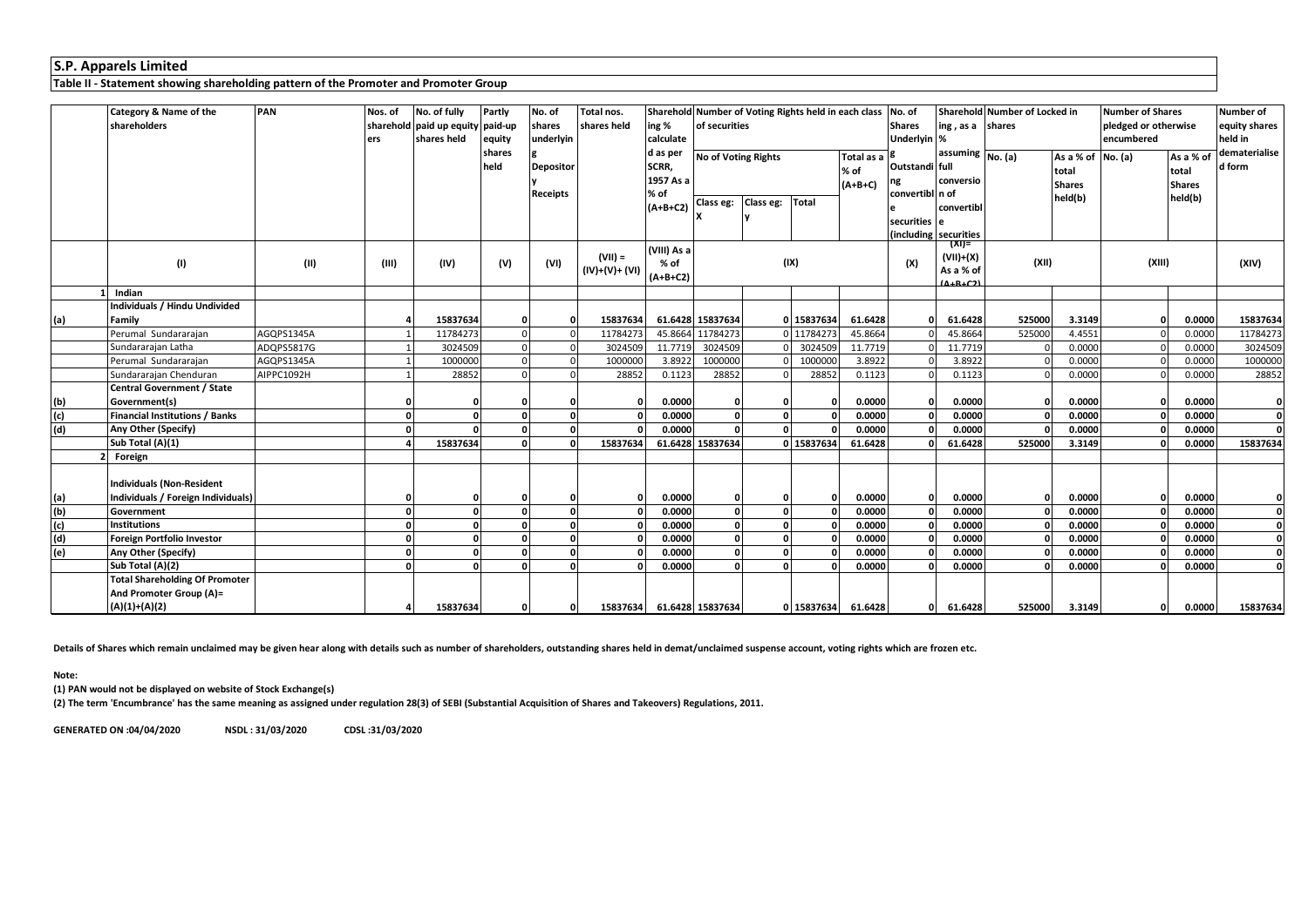**S.P. Apparels Limited**

**Table II - Statement showing shareholding pattern of the Promoter and Promoter Group**

| | Category & Name of the shareholders | PAN | Nos. of shareholders | No. of fully paid up equity shares held | Partly paid-up equity shares held | No. of shares underlying Depository Receipts | Total nos. shares held | Shareholding % calculated as per SCRR, 1957 As a % of (A+B+C2) | Number of Voting Rights held in each class of securities | | | | No. of Shares Underlying Outstanding convertible securities (including Warrants) | Shareholding , as a % assuming full conversion of convertible securities (as a percentage of diluted share capital) | Number of Locked in shares | | Number of Shares pledged or otherwise encumbered | | Number of equity shares held in dematerialised form |
|---|---|---|---|---|---|---|---|---|---|---|---|---|---|---|---|---|---|---|---|
| | | | | | | | | | No of Voting Rights | | | Total as a % of (A+B+C) | | | No. (a) | As a % of total Shares held(b) | No. (a) | As a % of total Shares held(b) | |
| | | | | | | | | | Class eg: X | Class eg: y | Total | | | | | | | | |
| | (I) | (II) | (III) | (IV) | (V) | (VI) | (VII) = (IV)+(V)+ (VI) | (VIII) As a % of (A+B+C2) | (IX) | | | | (X) | (XI)= (VII)+(X) As a % of (A+B+C2) | (XII) | | (XIII) | | (XIV) |
| 1 | **Indian** | | | | | | | | | | | | | | | | | | |
| (a) | **Individuals / Hindu Undivided Family** | | **4** | **15837634** | **0** | **0** | **15837634** | **61.6428** | **15837634** | **0** | **15837634** | **61.6428** | **0** | **61.6428** | **525000** | **3.3149** | **0** | **0.0000** | **15837634** |
| | Perumal Sundararajan | AGQPS1345A | 1 | 11784273 | 0 | 0 | 11784273 | 45.8664 | 11784273 | 0 | 11784273 | 45.8664 | 0 | 45.8664 | 525000 | 4.4551 | 0 | 0.0000 | 11784273 |
| | Sundararajan Latha | ADQPS5817G | 1 | 3024509 | 0 | 0 | 3024509 | 11.7719 | 3024509 | 0 | 3024509 | 11.7719 | 0 | 11.7719 | 0 | 0.0000 | 0 | 0.0000 | 3024509 |
| | Perumal Sundararajan | AGQPS1345A | 1 | 1000000 | 0 | 0 | 1000000 | 3.8922 | 1000000 | 0 | 1000000 | 3.8922 | 0 | 3.8922 | 0 | 0.0000 | 0 | 0.0000 | 1000000 |
| | Sundararajan Chenduran | AIPPC1092H | 1 | 28852 | 0 | 0 | 28852 | 0.1123 | 28852 | 0 | 28852 | 0.1123 | 0 | 0.1123 | 0 | 0.0000 | 0 | 0.0000 | 28852 |
| (b) | **Central Government / State Government(s)** | | **0** | **0** | **0** | **0** | **0** | **0.0000** | **0** | **0** | **0** | **0.0000** | **0** | **0.0000** | **0** | **0.0000** | **0** | **0.0000** | **0** |
| (c) | **Financial Institutions / Banks** | | **0** | **0** | **0** | **0** | **0** | **0.0000** | **0** | **0** | **0** | **0.0000** | **0** | **0.0000** | **0** | **0.0000** | **0** | **0.0000** | **0** |
| (d) | **Any Other (Specify)** | | **0** | **0** | **0** | **0** | **0** | **0.0000** | **0** | **0** | **0** | **0.0000** | **0** | **0.0000** | **0** | **0.0000** | **0** | **0.0000** | **0** |
| | **Sub Total (A)(1)** | | **4** | **15837634** | **0** | **0** | **15837634** | **61.6428** | **15837634** | **0** | **15837634** | **61.6428** | **0** | **61.6428** | **525000** | **3.3149** | **0** | **0.0000** | **15837634** |
| 2 | **Foreign** | | | | | | | | | | | | | | | | | | |
| (a) | **Individuals (Non-Resident Individuals / Foreign Individuals)** | | **0** | **0** | **0** | **0** | **0** | **0.0000** | **0** | **0** | **0** | **0.0000** | **0** | **0.0000** | **0** | **0.0000** | **0** | **0.0000** | **0** |
| (b) | **Government** | | **0** | **0** | **0** | **0** | **0** | **0.0000** | **0** | **0** | **0** | **0.0000** | **0** | **0.0000** | **0** | **0.0000** | **0** | **0.0000** | **0** |
| (c) | **Institutions** | | **0** | **0** | **0** | **0** | **0** | **0.0000** | **0** | **0** | **0** | **0.0000** | **0** | **0.0000** | **0** | **0.0000** | **0** | **0.0000** | **0** |
| (d) | **Foreign Portfolio Investor** | | **0** | **0** | **0** | **0** | **0** | **0.0000** | **0** | **0** | **0** | **0.0000** | **0** | **0.0000** | **0** | **0.0000** | **0** | **0.0000** | **0** |
| (e) | **Any Other (Specify)** | | **0** | **0** | **0** | **0** | **0** | **0.0000** | **0** | **0** | **0** | **0.0000** | **0** | **0.0000** | **0** | **0.0000** | **0** | **0.0000** | **0** |
| | **Sub Total (A)(2)** | | **0** | **0** | **0** | **0** | **0** | **0.0000** | **0** | **0** | **0** | **0.0000** | **0** | **0.0000** | **0** | **0.0000** | **0** | **0.0000** | **0** |
| | **Total Shareholding Of Promoter And Promoter Group (A)= (A)(1)+(A)(2)** | | **4** | **15837634** | **0** | **0** | **15837634** | **61.6428** | **15837634** | **0** | **15837634** | **61.6428** | **0** | **61.6428** | **525000** | **3.3149** | **0** | **0.0000** | **15837634** |

**Details of Shares which remain unclaimed may be given hear along with details such as number of shareholders, outstanding shares held in demat/unclaimed suspense account, voting rights which are frozen etc.**

**Note:**

**(1) PAN would not be displayed on website of Stock Exchange(s)**

**(2) The term 'Encumbrance' has the same meaning as assigned under regulation 28(3) of SEBI (Substantial Acquisition of Shares and Takeovers) Regulations, 2011.**

**GENERATED ON :04/04/2020 NSDL : 31/03/2020 CDSL :31/03/2020**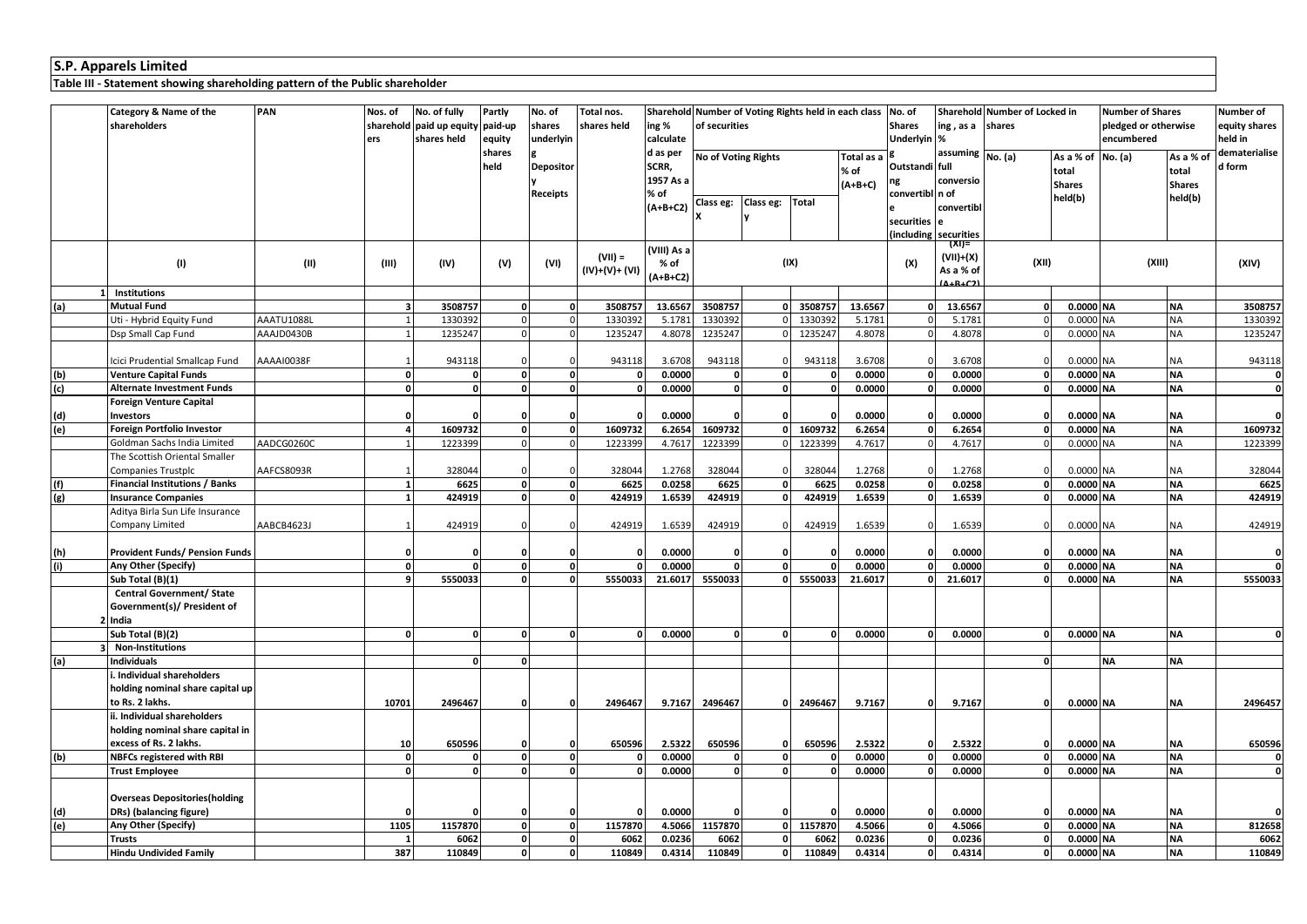# S.P. Apparels Limited

## Table III - Statement showing shareholding pattern of the Public shareholder

| | Category & Name of the shareholders | PAN | Nos. of shareholders | No. of fully paid up equity shares held | Partly paid-up equity shares held | No. of shares underlying Depository Receipts | Total nos. shares held | Shareholding % calculated as per SCRR, 1957 As a % of (A+B+C2) | Number of Voting Rights held in each class of securities | | | | No. of Shares Underlying Outstanding convertible securities (including | Shareholding , as a % assuming full conversion of convertible securities | Number of Locked in shares | | Number of Shares pledged or otherwise encumbered | | Number of equity shares held in dematerialised form |
|---|---|---|---|---|---|---|---|---|---|---|---|---|---|---|---|---|---|---|---|
| | | | | | | | | | No of Voting Rights | | | Total as a % of (A+B+C) | | | No. (a) | As a % of total Shares held(b) | No. (a) | As a % of total Shares held(b) | |
| | | | | | | | | | Class eg: X | Class eg: y | Total | | | | | | | | |
| | (I) | (II) | (III) | (IV) | (V) | (VI) | (VII) = (IV)+(V)+ (VI) | (VIII) As a % of (A+B+C2) | (IX) | | | | (X) | (XI)= (VII)+(X) As a % of (A+B+C2) | (XII) | | (XIII) | | (XIV) |
| 1 | **Institutions** | | | | | | | | | | | | | | | | | | |
| (a) | **Mutual Fund** | | **3** | **3508757** | **0** | **0** | **3508757** | **13.6567** | **3508757** | **0** | **3508757** | **13.6567** | **0** | **13.6567** | **0** | **0.0000** | **NA** | **NA** | **3508757** |
| | Uti - Hybrid Equity Fund | AAATU1088L | 1 | 1330392 | 0 | 0 | 1330392 | 5.1781 | 1330392 | 0 | 1330392 | 5.1781 | 0 | 5.1781 | 0 | 0.0000 | NA | NA | 1330392 |
| | Dsp Small Cap Fund | AAAJD0430B | 1 | 1235247 | 0 | 0 | 1235247 | 4.8078 | 1235247 | 0 | 1235247 | 4.8078 | 0 | 4.8078 | 0 | 0.0000 | NA | NA | 1235247 |
| | Icici Prudential Smallcap Fund | AAAAI0038F | 1 | 943118 | 0 | 0 | 943118 | 3.6708 | 943118 | 0 | 943118 | 3.6708 | 0 | 3.6708 | 0 | 0.0000 | NA | NA | 943118 |
| (b) | **Venture Capital Funds** | | **0** | **0** | **0** | **0** | **0** | **0.0000** | **0** | **0** | **0** | **0.0000** | **0** | **0.0000** | **0** | **0.0000** | **NA** | **NA** | **0** |
| (c) | **Alternate Investment Funds** | | **0** | **0** | **0** | **0** | **0** | **0.0000** | **0** | **0** | **0** | **0.0000** | **0** | **0.0000** | **0** | **0.0000** | **NA** | **NA** | **0** |
| (d) | **Foreign Venture Capital Investors** | | **0** | **0** | **0** | **0** | **0** | **0.0000** | **0** | **0** | **0** | **0.0000** | **0** | **0.0000** | **0** | **0.0000** | **NA** | **NA** | **0** |
| (e) | **Foreign Portfolio Investor** | | **4** | **1609732** | **0** | **0** | **1609732** | **6.2654** | **1609732** | **0** | **1609732** | **6.2654** | **0** | **6.2654** | **0** | **0.0000** | **NA** | **NA** | **1609732** |
| | Goldman Sachs India Limited | AADCG0260C | 1 | 1223399 | 0 | 0 | 1223399 | 4.7617 | 1223399 | 0 | 1223399 | 4.7617 | 0 | 4.7617 | 0 | 0.0000 | NA | NA | 1223399 |
| | The Scottish Oriental Smaller Companies Trustplc | AAFCS8093R | 1 | 328044 | 0 | 0 | 328044 | 1.2768 | 328044 | 0 | 328044 | 1.2768 | 0 | 1.2768 | 0 | 0.0000 | NA | NA | 328044 |
| (f) | **Financial Institutions / Banks** | | **1** | **6625** | **0** | **0** | **6625** | **0.0258** | **6625** | **0** | **6625** | **0.0258** | **0** | **0.0258** | **0** | **0.0000** | **NA** | **NA** | **6625** |
| (g) | **Insurance Companies** | | **1** | **424919** | **0** | **0** | **424919** | **1.6539** | **424919** | **0** | **424919** | **1.6539** | **0** | **1.6539** | **0** | **0.0000** | **NA** | **NA** | **424919** |
| | Aditya Birla Sun Life Insurance Company Limited | AABCB4623J | 1 | 424919 | 0 | 0 | 424919 | 1.6539 | 424919 | 0 | 424919 | 1.6539 | 0 | 1.6539 | 0 | 0.0000 | NA | NA | 424919 |
| (h) | **Provident Funds/ Pension Funds** | | **0** | **0** | **0** | **0** | **0** | **0.0000** | **0** | **0** | **0** | **0.0000** | **0** | **0.0000** | **0** | **0.0000** | **NA** | **NA** | **0** |
| (i) | **Any Other (Specify)** | | **0** | **0** | **0** | **0** | **0** | **0.0000** | **0** | **0** | **0** | **0.0000** | **0** | **0.0000** | **0** | **0.0000** | **NA** | **NA** | **0** |
| | **Sub Total (B)(1)** | | **9** | **5550033** | **0** | **0** | **5550033** | **21.6017** | **5550033** | **0** | **5550033** | **21.6017** | **0** | **21.6017** | **0** | **0.0000** | **NA** | **NA** | **5550033** |
| 2 | **Central Government/ State Government(s)/ President of India** | | | | | | | | | | | | | | | | | | |
| | **Sub Total (B)(2)** | | **0** | **0** | **0** | **0** | **0** | **0.0000** | **0** | **0** | **0** | **0.0000** | **0** | **0.0000** | **0** | **0.0000** | **NA** | **NA** | **0** |
| 3 | **Non-Institutions** | | | | | | | | | | | | | | | | | | |
| (a) | **Individuals** | | | **0** | **0** | | | | | | | | | | **0** | | **NA** | **NA** | |
| | **i. Individual shareholders holding nominal share capital up to Rs. 2 lakhs.** | | **10701** | **2496467** | **0** | **0** | **2496467** | **9.7167** | **2496467** | **0** | **2496467** | **9.7167** | **0** | **9.7167** | **0** | **0.0000** | **NA** | **NA** | **2496457** |
| | **ii. Individual shareholders holding nominal share capital in excess of Rs. 2 lakhs.** | | **10** | **650596** | **0** | **0** | **650596** | **2.5322** | **650596** | **0** | **650596** | **2.5322** | **0** | **2.5322** | **0** | **0.0000** | **NA** | **NA** | **650596** |
| (b) | **NBFCs registered with RBI** | | **0** | **0** | **0** | **0** | **0** | **0.0000** | **0** | **0** | **0** | **0.0000** | **0** | **0.0000** | **0** | **0.0000** | **NA** | **NA** | **0** |
| | **Trust Employee** | | **0** | **0** | **0** | **0** | **0** | **0.0000** | **0** | **0** | **0** | **0.0000** | **0** | **0.0000** | **0** | **0.0000** | **NA** | **NA** | **0** |
| (d) | **Overseas Depositories(holding DRs) (balancing figure)** | | **0** | **0** | **0** | **0** | **0** | **0.0000** | **0** | **0** | **0** | **0.0000** | **0** | **0.0000** | **0** | **0.0000** | **NA** | **NA** | **0** |
| (e) | **Any Other (Specify)** | | **1105** | **1157870** | **0** | **0** | **1157870** | **4.5066** | **1157870** | **0** | **1157870** | **4.5066** | **0** | **4.5066** | **0** | **0.0000** | **NA** | **NA** | **812658** |
| | **Trusts** | | **1** | **6062** | **0** | **0** | **6062** | **0.0236** | **6062** | **0** | **6062** | **0.0236** | **0** | **0.0236** | **0** | **0.0000** | **NA** | **NA** | **6062** |
| | **Hindu Undivided Family** | | **387** | **110849** | **0** | **0** | **110849** | **0.4314** | **110849** | **0** | **110849** | **0.4314** | **0** | **0.4314** | **0** | **0.0000** | **NA** | **NA** | **110849** |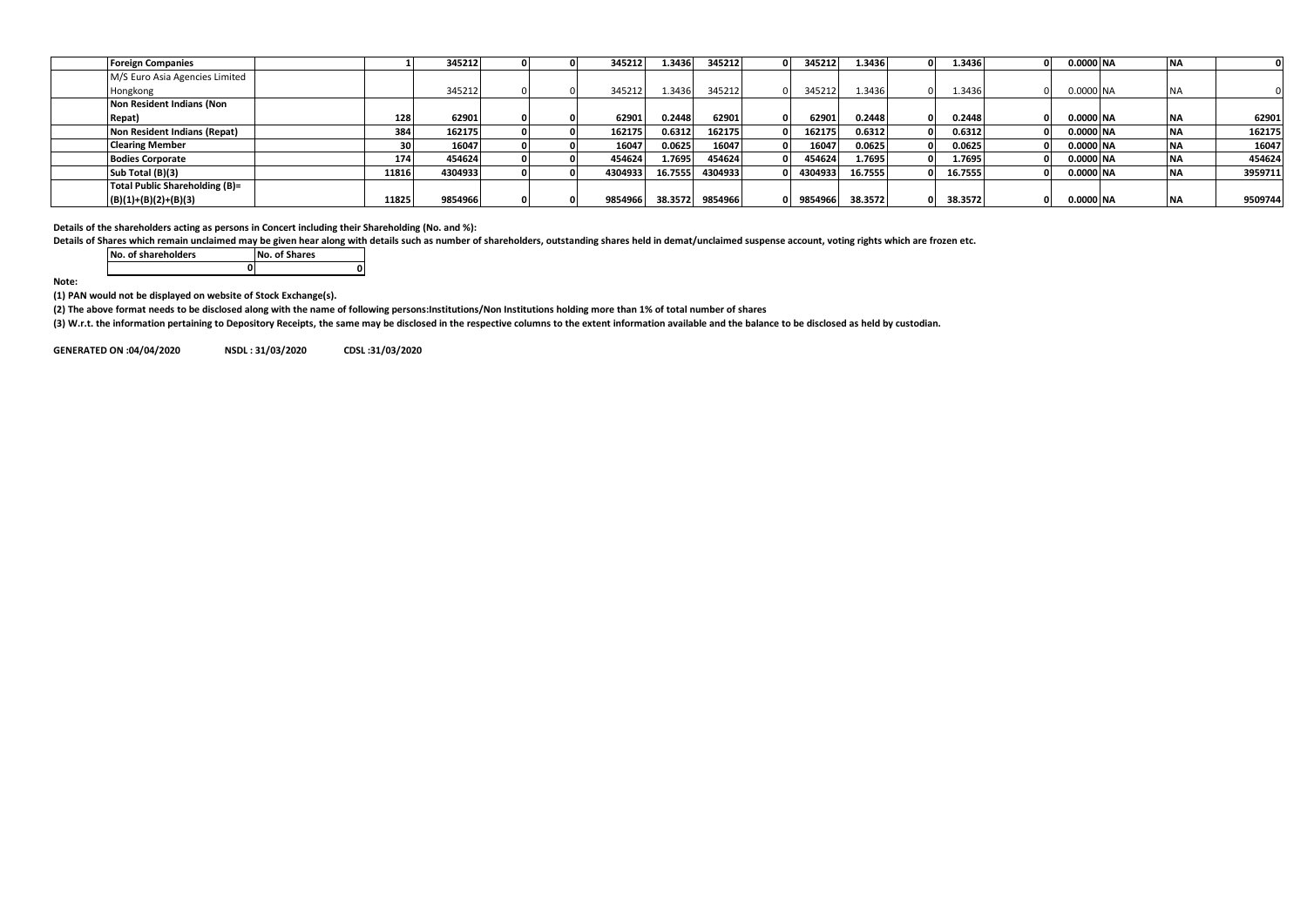| | | | | | | | | | | | | | | | | | | | |
|---|---|---|---|---|---|---|---|---|---|---|---|---|---|---|---|---|---|---|---|
| | **Foreign Companies** | | **1** | **345212** | **0** | **0** | **345212** | **1.3436** | **345212** | **0** | **345212** | **1.3436** | **0** | **1.3436** | **0** | **0.0000** | **NA** | **NA** | **0** |
| | M/S Euro Asia Agencies Limited Hongkong | | | 345212 | 0 | 0 | 345212 | 1.3436 | 345212 | 0 | 345212 | 1.3436 | 0 | 1.3436 | 0 | 0.0000 | NA | NA | 0 |
| | **Non Resident Indians (Non Repat)** | | **128** | **62901** | **0** | **0** | **62901** | **0.2448** | **62901** | **0** | **62901** | **0.2448** | **0** | **0.2448** | **0** | **0.0000** | **NA** | **NA** | **62901** |
| | **Non Resident Indians (Repat)** | | **384** | **162175** | **0** | **0** | **162175** | **0.6312** | **162175** | **0** | **162175** | **0.6312** | **0** | **0.6312** | **0** | **0.0000** | **NA** | **NA** | **162175** |
| | **Clearing Member** | | **30** | **16047** | **0** | **0** | **16047** | **0.0625** | **16047** | **0** | **16047** | **0.0625** | **0** | **0.0625** | **0** | **0.0000** | **NA** | **NA** | **16047** |
| | **Bodies Corporate** | | **174** | **454624** | **0** | **0** | **454624** | **1.7695** | **454624** | **0** | **454624** | **1.7695** | **0** | **1.7695** | **0** | **0.0000** | **NA** | **NA** | **454624** |
| | **Sub Total (B)(3)** | | **11816** | **4304933** | **0** | **0** | **4304933** | **16.7555** | **4304933** | **0** | **4304933** | **16.7555** | **0** | **16.7555** | **0** | **0.0000** | **NA** | **NA** | **3959711** |
| | **Total Public Shareholding (B)= (B)(1)+(B)(2)+(B)(3)** | | **11825** | **9854966** | **0** | **0** | **9854966** | **38.3572** | **9854966** | **0** | **9854966** | **38.3572** | **0** | **38.3572** | **0** | **0.0000** | **NA** | **NA** | **9509744** |

**Details of the shareholders acting as persons in Concert including their Shareholding (No. and %):**

**Details of Shares which remain unclaimed may be given hear along with details such as number of shareholders, outstanding shares held in demat/unclaimed suspense account, voting rights which are frozen etc.**

| No. of shareholders | No. of Shares |
|---|---|
| **0** | **0** |

**Note:**

**(1) PAN would not be displayed on website of Stock Exchange(s).**

**(2) The above format needs to be disclosed along with the name of following persons:Institutions/Non Institutions holding more than 1% of total number of shares**

**(3) W.r.t. the information pertaining to Depository Receipts, the same may be disclosed in the respective columns to the extent information available and the balance to be disclosed as held by custodian.**

**GENERATED ON :04/04/2020 NSDL : 31/03/2020 CDSL :31/03/2020**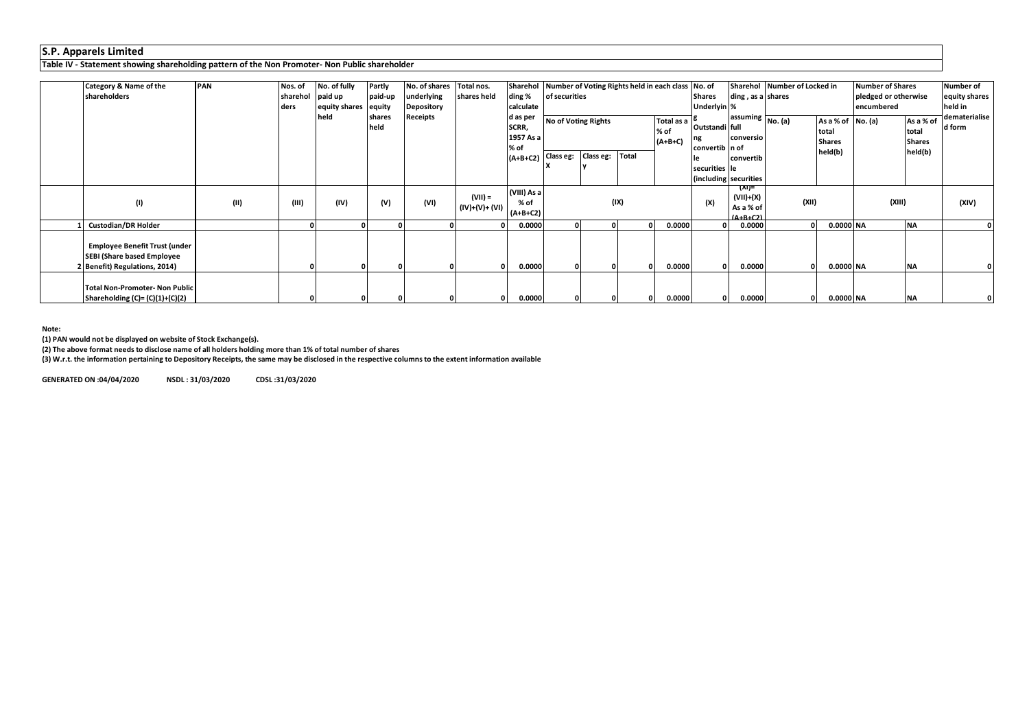## S.P. Apparels Limited

**Table IV - Statement showing shareholding pattern of the Non Promoter- Non Public shareholder**

| | Category & Name of the shareholders | PAN | Nos. of shareholders | No. of fully paid up equity shares held | Partly paid-up equity shares held | No. of shares underlying Depository Receipts | Total nos. shares held | Shareholding % calculated as per SCRR, 1957 As a % of (A+B+C2) | Number of Voting Rights held in each class of securities | | | | No. of Shares Underlying Outstanding convertible securities (including | Shareholding , as a % assuming full conversion of convertible securities | Number of Locked in shares | | Number of Shares pledged or otherwise encumbered | | Number of equity shares held in dematerialised form |
|---|---|---|---|---|---|---|---|---|---|---|---|---|---|---|---|---|---|---|---|
| | | | | | | | | | No of Voting Rights | | | Total as a % of (A+B+C) | | | No. (a) | As a % of total Shares held(b) | No. (a) | As a % of total Shares held(b) | |
| | | | | | | | | | Class eg: X | Class eg: y | Total | | | | | | | | |
| | (I) | (II) | (III) | (IV) | (V) | (VI) | (VII) = (IV)+(V)+ (VI) | (VIII) As a % of (A+B+C2) | (IX) | | | | (X) | (XI)= (VII)+(X) As a % of (A+B+C2) | (XII) | | (XIII) | | (XIV) |
| 1 | Custodian/DR Holder | | 0 | 0 | 0 | 0 | 0 | 0.0000 | 0 | 0 | 0 | 0.0000 | 0 | 0.0000 | 0 | 0.0000 | NA | NA | 0 |
| 2 | Employee Benefit Trust (under SEBI (Share based Employee Benefit) Regulations, 2014) | | 0 | 0 | 0 | 0 | 0 | 0.0000 | 0 | 0 | 0 | 0.0000 | 0 | 0.0000 | 0 | 0.0000 | NA | NA | 0 |
| | Total Non-Promoter- Non Public Shareholding (C)= (C)(1)+(C)(2) | | 0 | 0 | 0 | 0 | 0 | 0.0000 | 0 | 0 | 0 | 0.0000 | 0 | 0.0000 | 0 | 0.0000 | NA | NA | 0 |

**Note:**

**(1) PAN would not be displayed on website of Stock Exchange(s).**

**(2) The above format needs to disclose name of all holders holding more than 1% of total number of shares**

**(3) W.r.t. the information pertaining to Depository Receipts, the same may be disclosed in the respective columns to the extent information available**

**GENERATED ON :04/04/2020 NSDL : 31/03/2020 CDSL :31/03/2020**